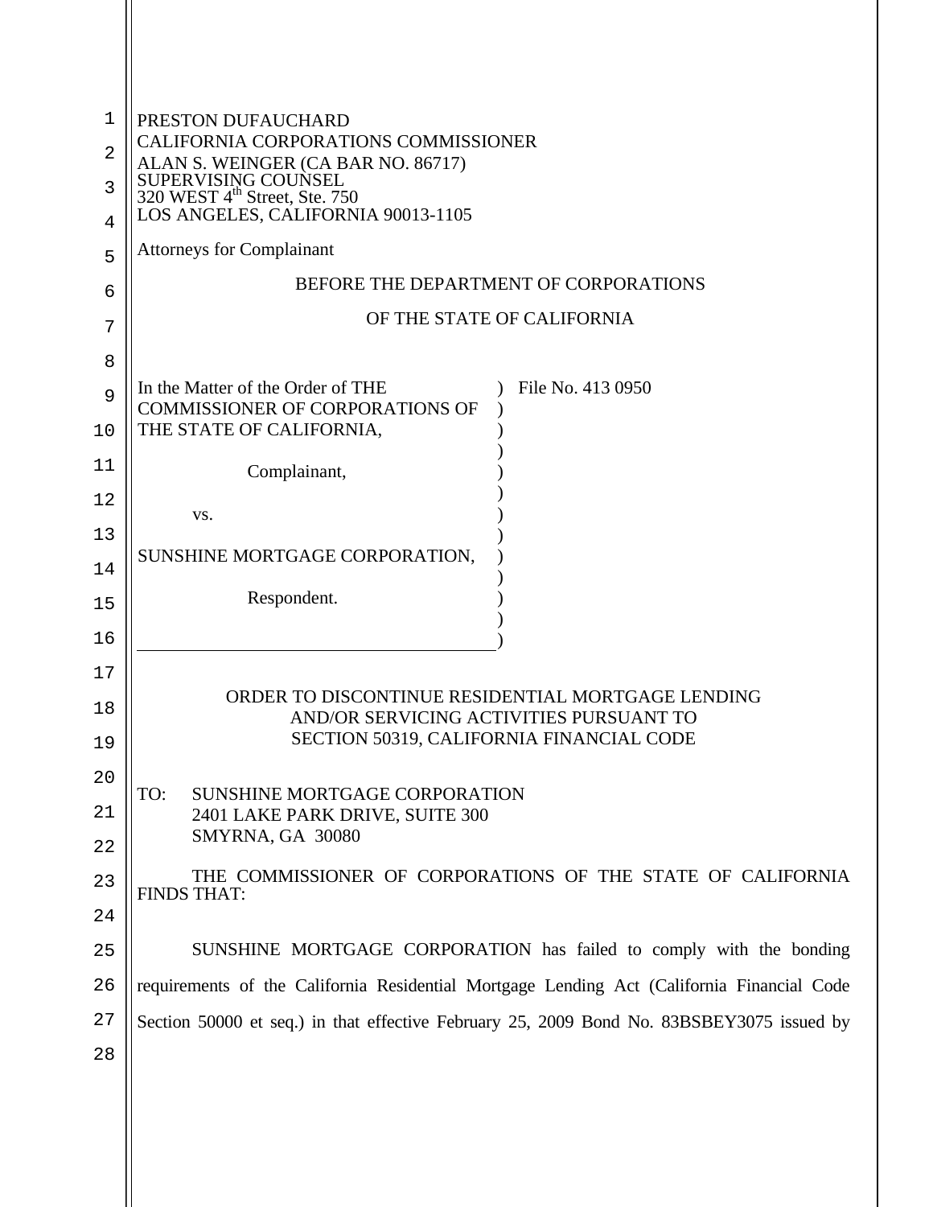PRESTON DUFAUCHARD
CALIFORNIA CORPORATIONS COMMISSIONER
ALAN S. WEINGER (CA BAR NO. 86717)
SUPERVISING COUNSEL
320 WEST 4th Street, Ste. 750
LOS ANGELES, CALIFORNIA 90013-1105

Attorneys for Complainant

BEFORE THE DEPARTMENT OF CORPORATIONS

OF THE STATE OF CALIFORNIA

In the Matter of the Order of THE COMMISSIONER OF CORPORATIONS OF THE STATE OF CALIFORNIA,

Complainant,

vs.

SUNSHINE MORTGAGE CORPORATION,

Respondent.

File No. 413 0950

ORDER TO DISCONTINUE RESIDENTIAL MORTGAGE LENDING AND/OR SERVICING ACTIVITIES PURSUANT TO SECTION 50319, CALIFORNIA FINANCIAL CODE

TO: SUNSHINE MORTGAGE CORPORATION
2401 LAKE PARK DRIVE, SUITE 300
SMYRNA, GA 30080

THE COMMISSIONER OF CORPORATIONS OF THE STATE OF CALIFORNIA FINDS THAT:

SUNSHINE MORTGAGE CORPORATION has failed to comply with the bonding requirements of the California Residential Mortgage Lending Act (California Financial Code Section 50000 et seq.) in that effective February 25, 2009 Bond No. 83BSBEY3075 issued by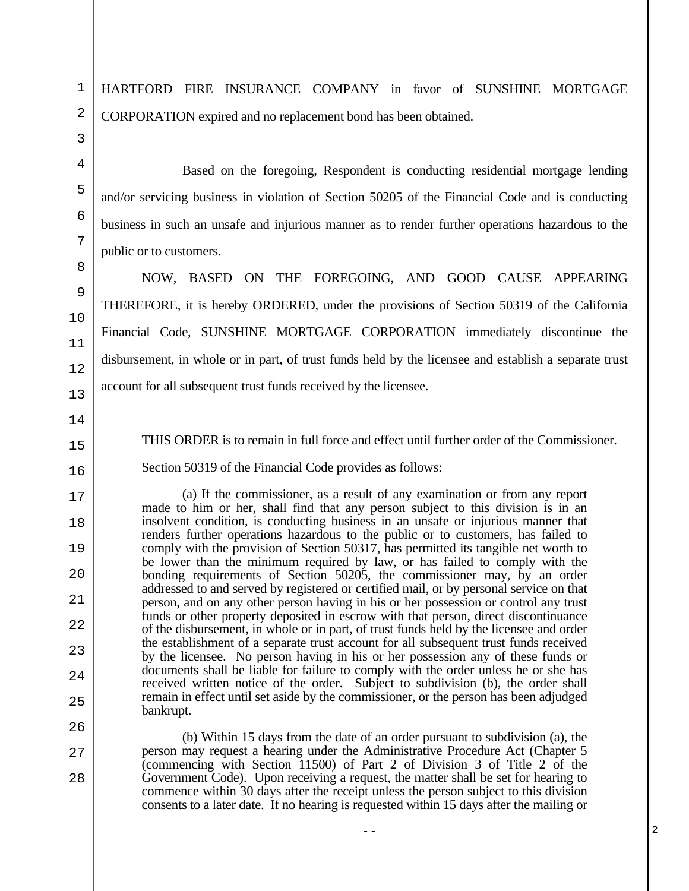HARTFORD FIRE INSURANCE COMPANY in favor of SUNSHINE MORTGAGE CORPORATION expired and no replacement bond has been obtained.

Based on the foregoing, Respondent is conducting residential mortgage lending and/or servicing business in violation of Section 50205 of the Financial Code and is conducting business in such an unsafe and injurious manner as to render further operations hazardous to the public or to customers.

NOW, BASED ON THE FOREGOING, AND GOOD CAUSE APPEARING THEREFORE, it is hereby ORDERED, under the provisions of Section 50319 of the California Financial Code, SUNSHINE MORTGAGE CORPORATION immediately discontinue the disbursement, in whole or in part, of trust funds held by the licensee and establish a separate trust account for all subsequent trust funds received by the licensee.

THIS ORDER is to remain in full force and effect until further order of the Commissioner.

Section 50319 of the Financial Code provides as follows:

> (a) If the commissioner, as a result of any examination or from any report made to him or her, shall find that any person subject to this division is in an insolvent condition, is conducting business in an unsafe or injurious manner that renders further operations hazardous to the public or to customers, has failed to comply with the provision of Section 50317, has permitted its tangible net worth to be lower than the minimum required by law, or has failed to comply with the bonding requirements of Section 50205, the commissioner may, by an order addressed to and served by registered or certified mail, or by personal service on that person, and on any other person having in his or her possession or control any trust funds or other property deposited in escrow with that person, direct discontinuance of the disbursement, in whole or in part, of trust funds held by the licensee and order the establishment of a separate trust account for all subsequent trust funds received by the licensee. No person having in his or her possession any of these funds or documents shall be liable for failure to comply with the order unless he or she has received written notice of the order. Subject to subdivision (b), the order shall remain in effect until set aside by the commissioner, or the person has been adjudged bankrupt.
>
> (b) Within 15 days from the date of an order pursuant to subdivision (a), the person may request a hearing under the Administrative Procedure Act (Chapter 5 (commencing with Section 11500) of Part 2 of Division 3 of Title 2 of the Government Code). Upon receiving a request, the matter shall be set for hearing to commence within 30 days after the receipt unless the person subject to this division consents to a later date. If no hearing is requested within 15 days after the mailing or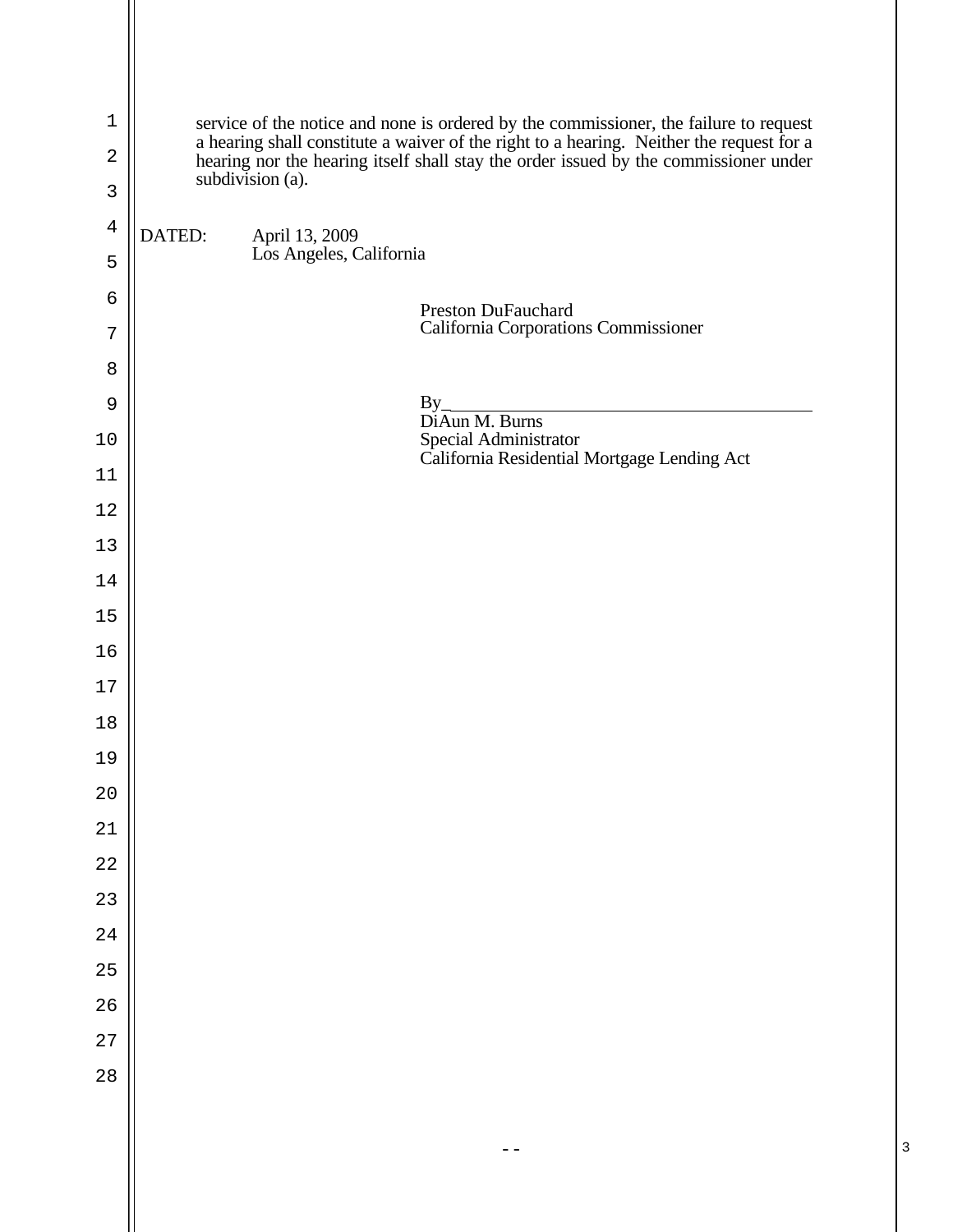service of the notice and none is ordered by the commissioner, the failure to request a hearing shall constitute a waiver of the right to a hearing. Neither the request for a hearing nor the hearing itself shall stay the order issued by the commissioner under subdivision (a).

DATED: April 13, 2009
Los Angeles, California

Preston DuFauchard
California Corporations Commissioner

By\_\_\_\_\_\_\_\_\_\_\_\_\_\_\_\_\_\_\_\_\_\_\_\_\_\_\_\_\_\_\_\_\_\_\_\_\_\_\_\_
DiAun M. Burns
Special Administrator
California Residential Mortgage Lending Act